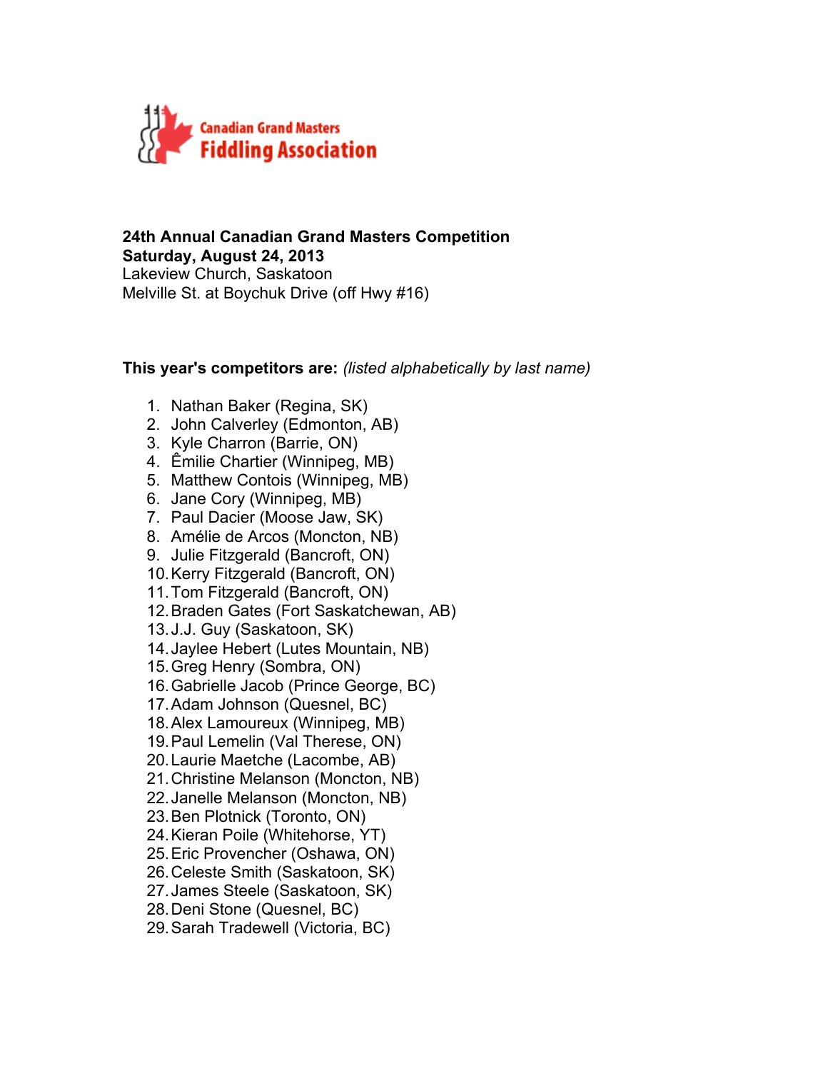Canadian Grand Masters
Fiddling Association

**24th Annual Canadian Grand Masters Competition**
**Saturday, August 24, 2013**
Lakeview Church, Saskatoon
Melville St. at Boychuk Drive (off Hwy #16)

**This year's competitors are:** *(listed alphabetically by last name)*

1. Nathan Baker (Regina, SK)
2. John Calverley (Edmonton, AB)
3. Kyle Charron (Barrie, ON)
4. Êmilie Chartier (Winnipeg, MB)
5. Matthew Contois (Winnipeg, MB)
6. Jane Cory (Winnipeg, MB)
7. Paul Dacier (Moose Jaw, SK)
8. Amélie de Arcos (Moncton, NB)
9. Julie Fitzgerald (Bancroft, ON)
10. Kerry Fitzgerald (Bancroft, ON)
11. Tom Fitzgerald (Bancroft, ON)
12. Braden Gates (Fort Saskatchewan, AB)
13. J.J. Guy (Saskatoon, SK)
14. Jaylee Hebert (Lutes Mountain, NB)
15. Greg Henry (Sombra, ON)
16. Gabrielle Jacob (Prince George, BC)
17. Adam Johnson (Quesnel, BC)
18. Alex Lamoureux (Winnipeg, MB)
19. Paul Lemelin (Val Therese, ON)
20. Laurie Maetche (Lacombe, AB)
21. Christine Melanson (Moncton, NB)
22. Janelle Melanson (Moncton, NB)
23. Ben Plotnick (Toronto, ON)
24. Kieran Poile (Whitehorse, YT)
25. Eric Provencher (Oshawa, ON)
26. Celeste Smith (Saskatoon, SK)
27. James Steele (Saskatoon, SK)
28. Deni Stone (Quesnel, BC)
29. Sarah Tradewell (Victoria, BC)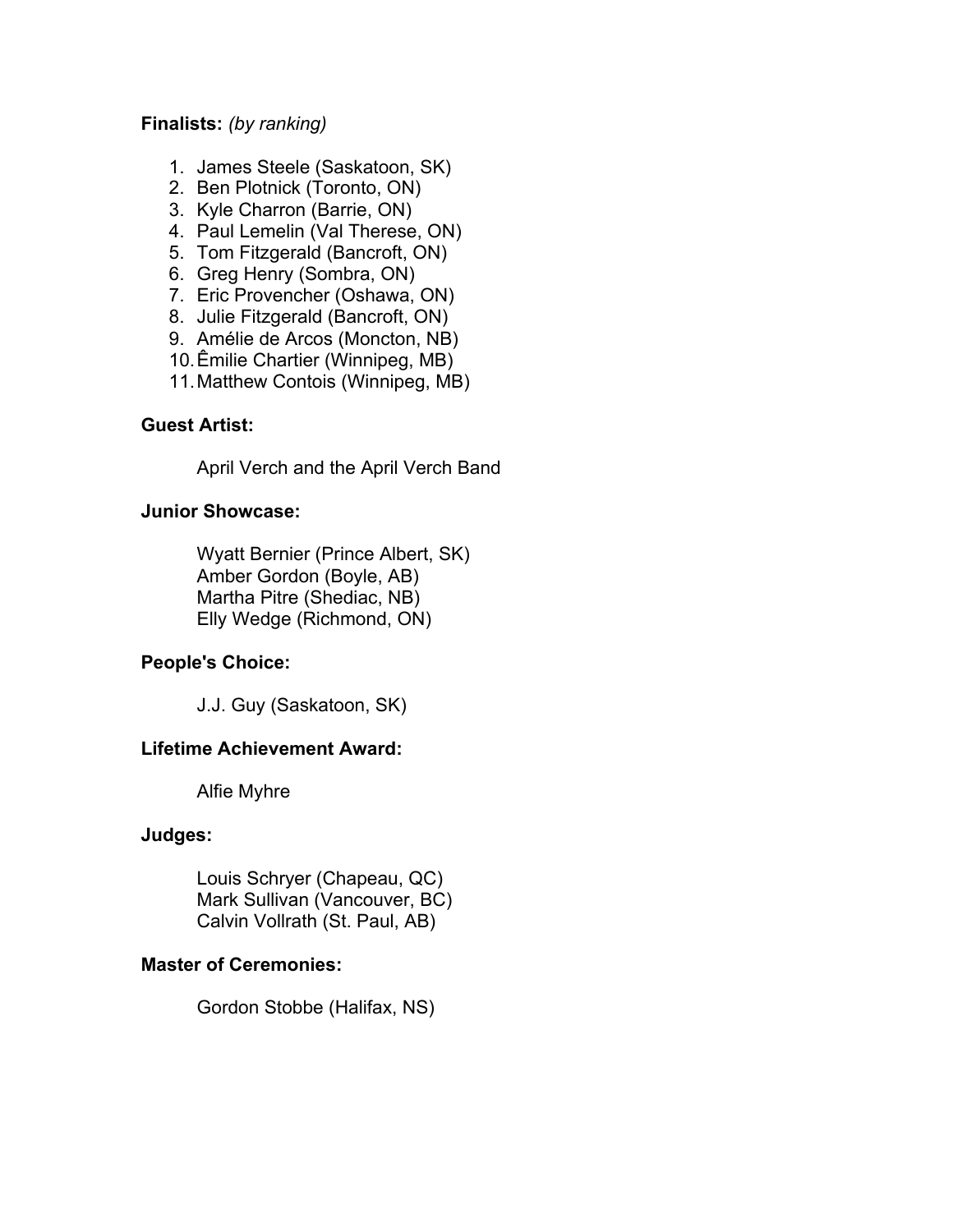**Finalists:** *(by ranking)*

1. James Steele (Saskatoon, SK)
2. Ben Plotnick (Toronto, ON)
3. Kyle Charron (Barrie, ON)
4. Paul Lemelin (Val Therese, ON)
5. Tom Fitzgerald (Bancroft, ON)
6. Greg Henry (Sombra, ON)
7. Eric Provencher (Oshawa, ON)
8. Julie Fitzgerald (Bancroft, ON)
9. Amélie de Arcos (Moncton, NB)
10. Êmilie Chartier (Winnipeg, MB)
11. Matthew Contois (Winnipeg, MB)

**Guest Artist:**

April Verch and the April Verch Band

**Junior Showcase:**

Wyatt Bernier (Prince Albert, SK)
Amber Gordon (Boyle, AB)
Martha Pitre (Shediac, NB)
Elly Wedge (Richmond, ON)

**People's Choice:**

J.J. Guy (Saskatoon, SK)

**Lifetime Achievement Award:**

Alfie Myhre

**Judges:**

Louis Schryer (Chapeau, QC)
Mark Sullivan (Vancouver, BC)
Calvin Vollrath (St. Paul, AB)

**Master of Ceremonies:**

Gordon Stobbe (Halifax, NS)